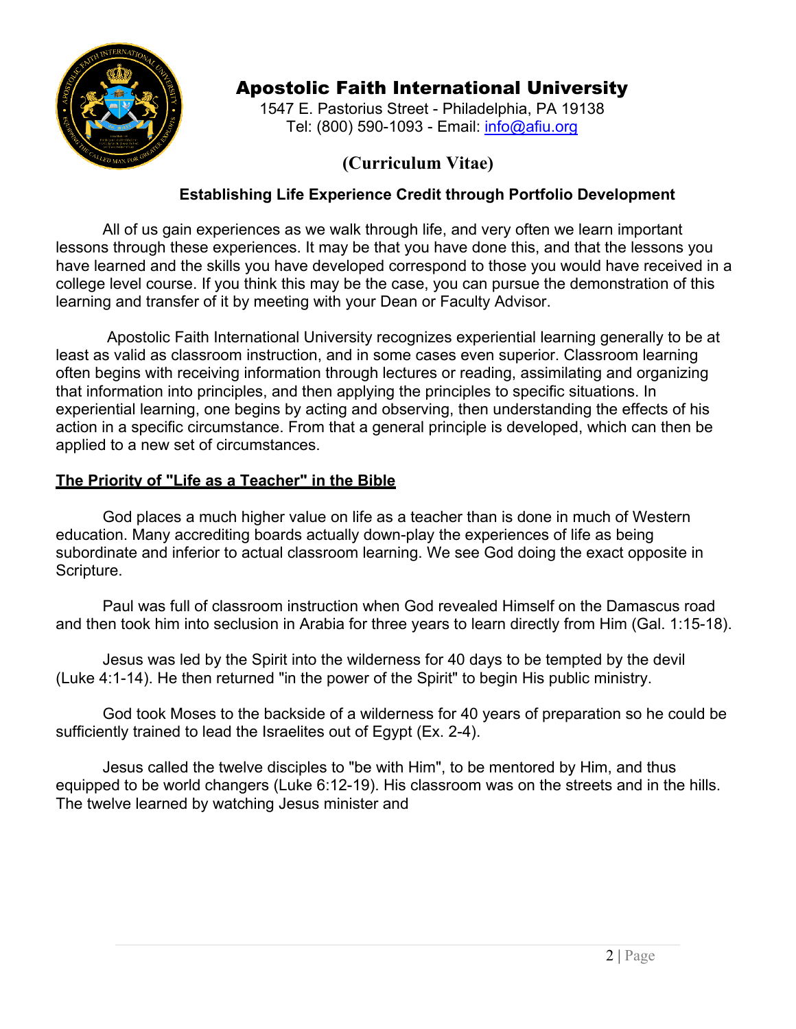# Apostolic Faith International University

1547 E. Pastorius Street - Philadelphia, PA 19138
Tel: (800) 590-1093 - Email: info@afiu.org

## (Curriculum Vitae)

### Establishing Life Experience Credit through Portfolio Development

All of us gain experiences as we walk through life, and very often we learn important lessons through these experiences. It may be that you have done this, and that the lessons you have learned and the skills you have developed correspond to those you would have received in a college level course. If you think this may be the case, you can pursue the demonstration of this learning and transfer of it by meeting with your Dean or Faculty Advisor.

Apostolic Faith International University recognizes experiential learning generally to be at least as valid as classroom instruction, and in some cases even superior. Classroom learning often begins with receiving information through lectures or reading, assimilating and organizing that information into principles, and then applying the principles to specific situations. In experiential learning, one begins by acting and observing, then understanding the effects of his action in a specific circumstance. From that a general principle is developed, which can then be applied to a new set of circumstances.

### The Priority of "Life as a Teacher" in the Bible

God places a much higher value on life as a teacher than is done in much of Western education. Many accrediting boards actually down-play the experiences of life as being subordinate and inferior to actual classroom learning. We see God doing the exact opposite in Scripture.

Paul was full of classroom instruction when God revealed Himself on the Damascus road and then took him into seclusion in Arabia for three years to learn directly from Him (Gal. 1:15-18).

Jesus was led by the Spirit into the wilderness for 40 days to be tempted by the devil (Luke 4:1-14). He then returned "in the power of the Spirit" to begin His public ministry.

God took Moses to the backside of a wilderness for 40 years of preparation so he could be sufficiently trained to lead the Israelites out of Egypt (Ex. 2-4).

Jesus called the twelve disciples to "be with Him", to be mentored by Him, and thus equipped to be world changers (Luke 6:12-19). His classroom was on the streets and in the hills. The twelve learned by watching Jesus minister and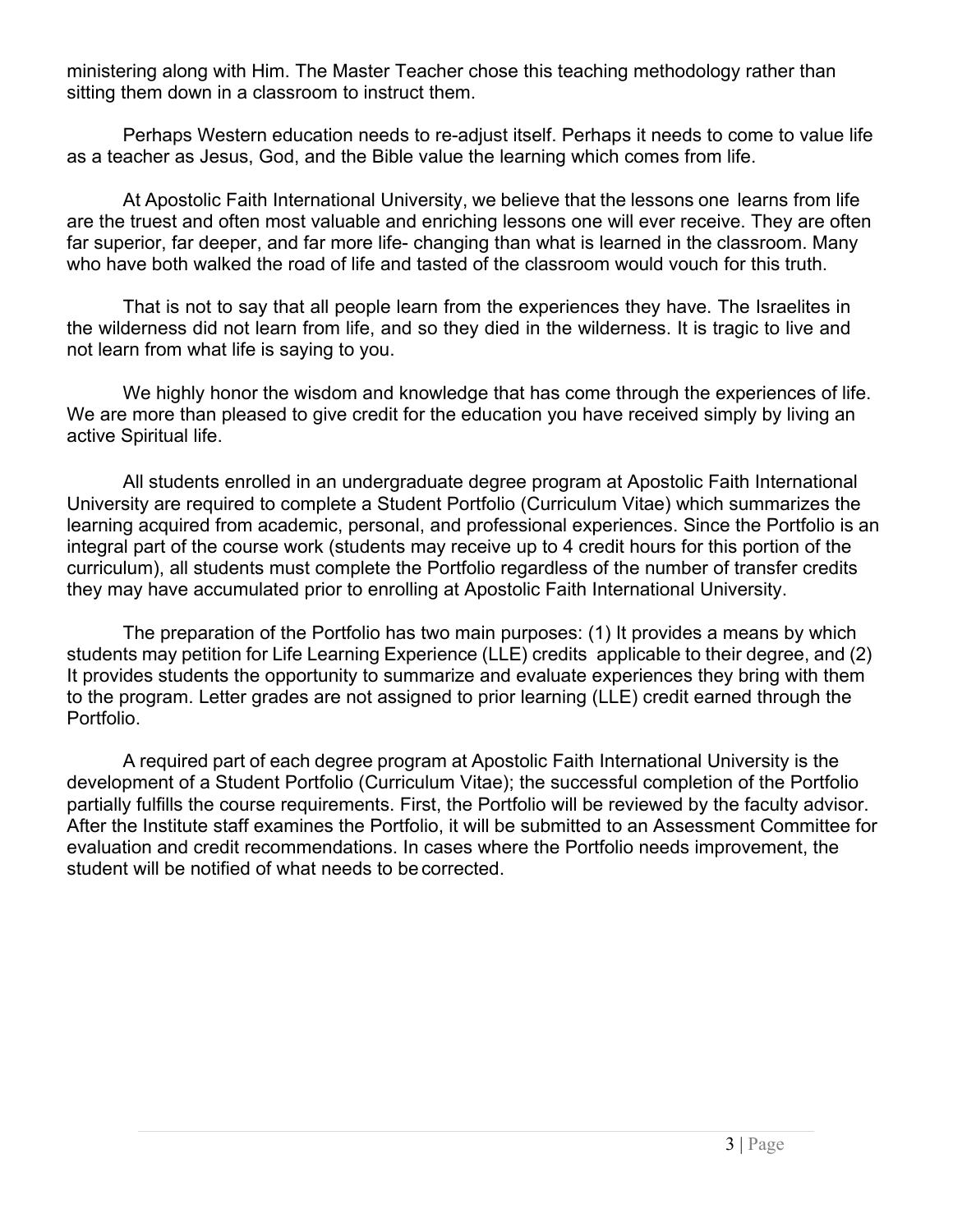ministering along with Him. The Master Teacher chose this teaching methodology rather than sitting them down in a classroom to instruct them.

Perhaps Western education needs to re-adjust itself. Perhaps it needs to come to value life as a teacher as Jesus, God, and the Bible value the learning which comes from life.

At Apostolic Faith International University, we believe that the lessons one learns from life are the truest and often most valuable and enriching lessons one will ever receive. They are often far superior, far deeper, and far more life- changing than what is learned in the classroom. Many who have both walked the road of life and tasted of the classroom would vouch for this truth.

That is not to say that all people learn from the experiences they have. The Israelites in the wilderness did not learn from life, and so they died in the wilderness. It is tragic to live and not learn from what life is saying to you.

We highly honor the wisdom and knowledge that has come through the experiences of life. We are more than pleased to give credit for the education you have received simply by living an active Spiritual life.

All students enrolled in an undergraduate degree program at Apostolic Faith International University are required to complete a Student Portfolio (Curriculum Vitae) which summarizes the learning acquired from academic, personal, and professional experiences. Since the Portfolio is an integral part of the course work (students may receive up to 4 credit hours for this portion of the curriculum), all students must complete the Portfolio regardless of the number of transfer credits they may have accumulated prior to enrolling at Apostolic Faith International University.

The preparation of the Portfolio has two main purposes: (1) It provides a means by which students may petition for Life Learning Experience (LLE) credits applicable to their degree, and (2) It provides students the opportunity to summarize and evaluate experiences they bring with them to the program. Letter grades are not assigned to prior learning (LLE) credit earned through the Portfolio.

A required part of each degree program at Apostolic Faith International University is the development of a Student Portfolio (Curriculum Vitae); the successful completion of the Portfolio partially fulfills the course requirements. First, the Portfolio will be reviewed by the faculty advisor. After the Institute staff examines the Portfolio, it will be submitted to an Assessment Committee for evaluation and credit recommendations. In cases where the Portfolio needs improvement, the student will be notified of what needs to be corrected.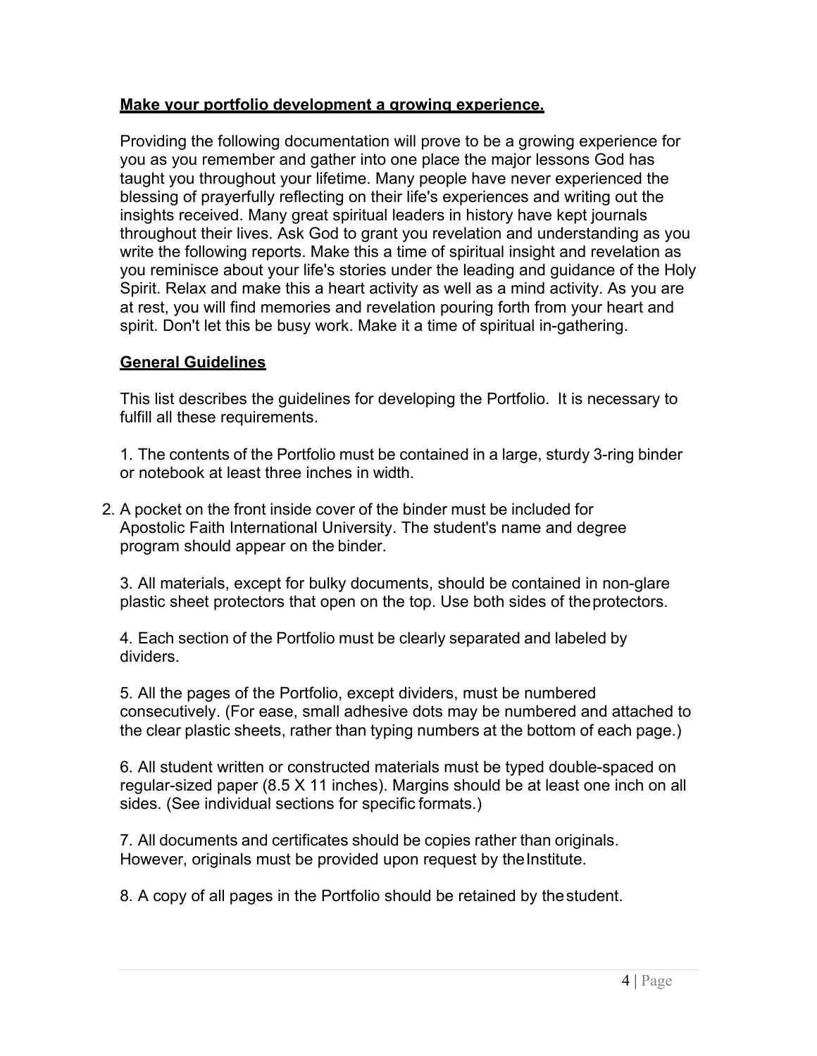**Make your portfolio development a growing experience.**

Providing the following documentation will prove to be a growing experience for you as you remember and gather into one place the major lessons God has taught you throughout your lifetime. Many people have never experienced the blessing of prayerfully reflecting on their life's experiences and writing out the insights received. Many great spiritual leaders in history have kept journals throughout their lives. Ask God to grant you revelation and understanding as you write the following reports. Make this a time of spiritual insight and revelation as you reminisce about your life's stories under the leading and guidance of the Holy Spirit. Relax and make this a heart activity as well as a mind activity. As you are at rest, you will find memories and revelation pouring forth from your heart and spirit. Don't let this be busy work. Make it a time of spiritual in-gathering.

**General Guidelines**

This list describes the guidelines for developing the Portfolio. It is necessary to fulfill all these requirements.

1. The contents of the Portfolio must be contained in a large, sturdy 3-ring binder or notebook at least three inches in width.

2. A pocket on the front inside cover of the binder must be included for Apostolic Faith International University. The student's name and degree program should appear on the binder.

3. All materials, except for bulky documents, should be contained in non-glare plastic sheet protectors that open on the top. Use both sides of the protectors.

4. Each section of the Portfolio must be clearly separated and labeled by dividers.

5. All the pages of the Portfolio, except dividers, must be numbered consecutively. (For ease, small adhesive dots may be numbered and attached to the clear plastic sheets, rather than typing numbers at the bottom of each page.)

6. All student written or constructed materials must be typed double-spaced on regular-sized paper (8.5 X 11 inches). Margins should be at least one inch on all sides. (See individual sections for specific formats.)

7. All documents and certificates should be copies rather than originals. However, originals must be provided upon request by the Institute.

8. A copy of all pages in the Portfolio should be retained by the student.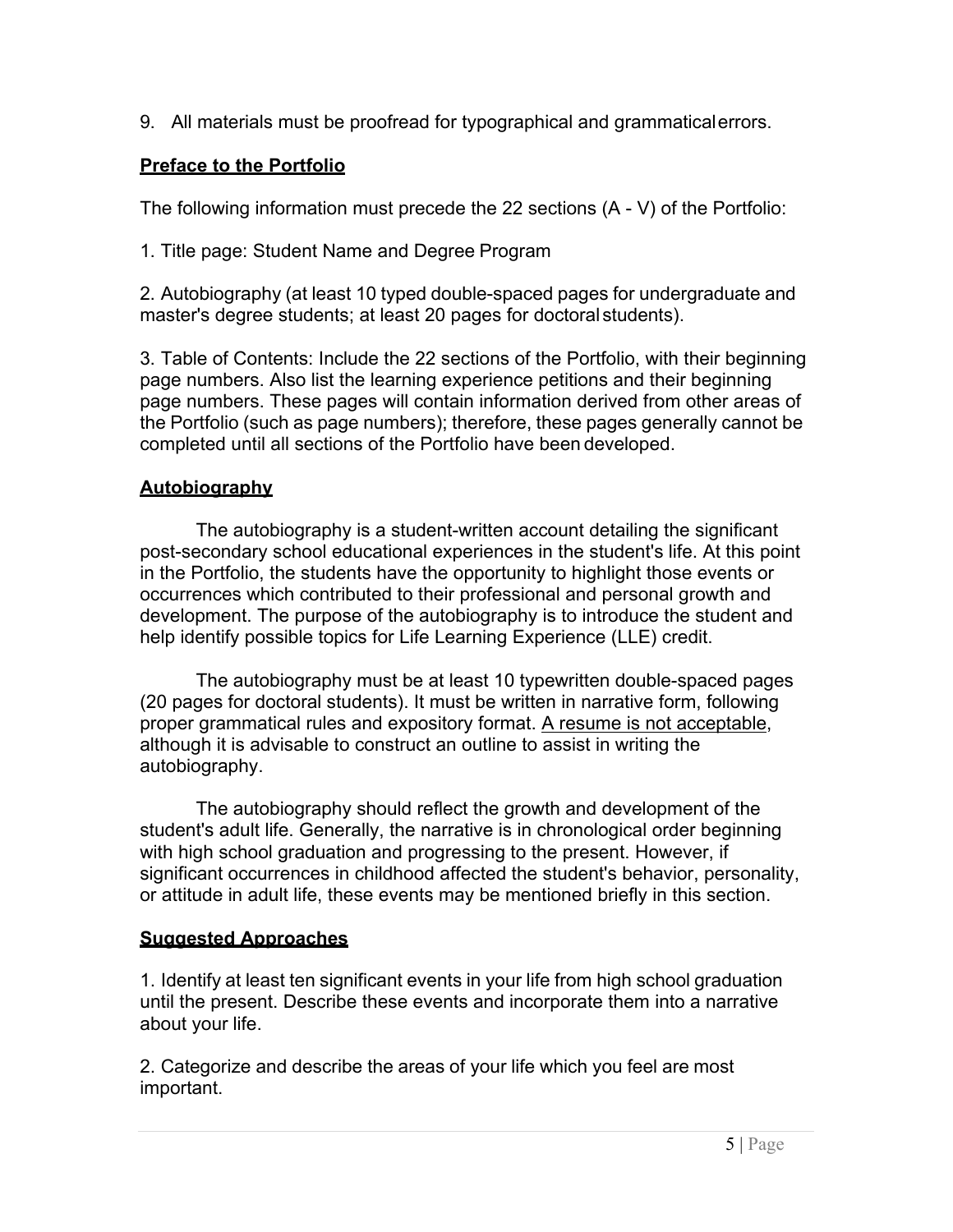9. All materials must be proofread for typographical and grammatical errors.

## Preface to the Portfolio

The following information must precede the 22 sections (A - V) of the Portfolio:

1. Title page: Student Name and Degree Program

2. Autobiography (at least 10 typed double-spaced pages for undergraduate and master's degree students; at least 20 pages for doctoral students).

3. Table of Contents: Include the 22 sections of the Portfolio, with their beginning page numbers. Also list the learning experience petitions and their beginning page numbers. These pages will contain information derived from other areas of the Portfolio (such as page numbers); therefore, these pages generally cannot be completed until all sections of the Portfolio have been developed.

## Autobiography

The autobiography is a student-written account detailing the significant post-secondary school educational experiences in the student's life. At this point in the Portfolio, the students have the opportunity to highlight those events or occurrences which contributed to their professional and personal growth and development. The purpose of the autobiography is to introduce the student and help identify possible topics for Life Learning Experience (LLE) credit.

The autobiography must be at least 10 typewritten double-spaced pages (20 pages for doctoral students). It must be written in narrative form, following proper grammatical rules and expository format. A resume is not acceptable, although it is advisable to construct an outline to assist in writing the autobiography.

The autobiography should reflect the growth and development of the student's adult life. Generally, the narrative is in chronological order beginning with high school graduation and progressing to the present. However, if significant occurrences in childhood affected the student's behavior, personality, or attitude in adult life, these events may be mentioned briefly in this section.

## Suggested Approaches

1. Identify at least ten significant events in your life from high school graduation until the present. Describe these events and incorporate them into a narrative about your life.

2. Categorize and describe the areas of your life which you feel are most important.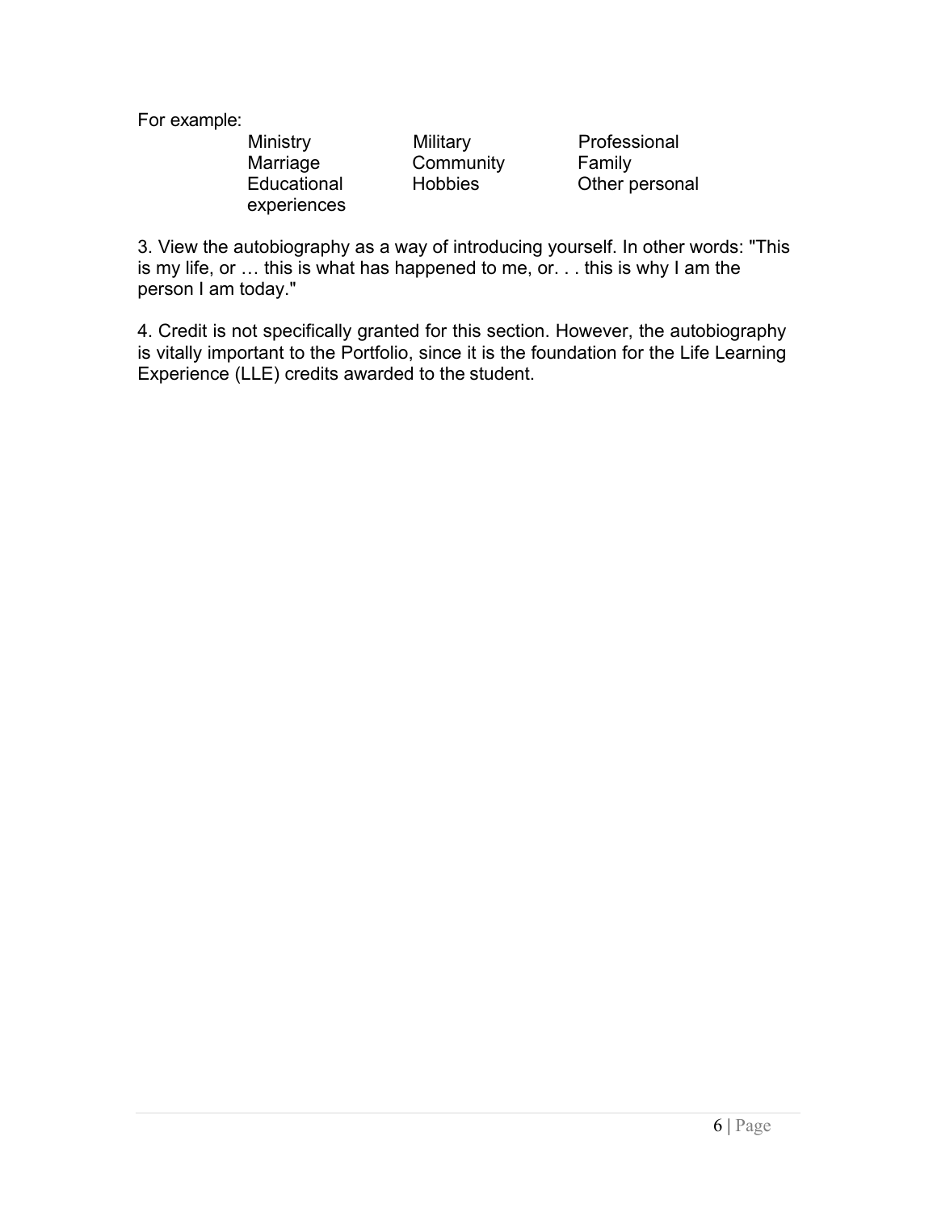For example:

| Ministry | Military | Professional |
|---|---|---|
| Marriage | Community | Family |
| Educational experiences | Hobbies | Other personal |

3. View the autobiography as a way of introducing yourself. In other words: "This is my life, or … this is what has happened to me, or. . . this is why I am the person I am today."

4. Credit is not specifically granted for this section. However, the autobiography is vitally important to the Portfolio, since it is the foundation for the Life Learning Experience (LLE) credits awarded to the student.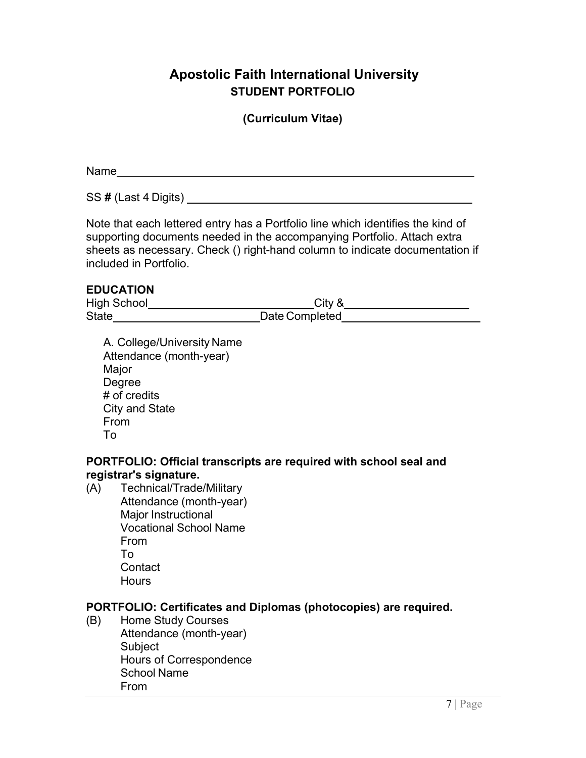# Apostolic Faith International University

## STUDENT PORTFOLIO

**(Curriculum Vitae)**

Name\_\_\_\_\_\_\_\_\_\_\_\_\_\_\_\_\_\_\_\_\_\_\_\_\_\_\_\_\_\_\_\_\_\_\_\_\_\_\_\_\_\_\_\_\_\_\_\_

SS **#** (Last 4 Digits) \_\_\_\_\_\_\_\_\_\_\_\_\_\_\_\_\_\_\_\_\_\_\_\_\_\_\_\_\_\_\_\_\_\_\_\_\_\_

Note that each lettered entry has a Portfolio line which identifies the kind of supporting documents needed in the accompanying Portfolio. Attach extra sheets as necessary. Check () right-hand column to indicate documentation if included in Portfolio.

**EDUCATION**

High School\_\_\_\_\_\_\_\_\_\_\_\_\_\_\_\_\_\_\_\_\_\_\_\_\_\_City &\_\_\_\_\_\_\_\_\_\_\_\_\_\_\_\_\_\_\_\_
State\_\_\_\_\_\_\_\_\_\_\_\_\_\_\_\_\_\_\_\_\_\_\_\_Date Completed\_\_\_\_\_\_\_\_\_\_\_\_\_\_\_\_\_\_\_\_\_\_

A. College/University Name
Attendance (month-year)
Major
Degree
# of credits
City and State
From
To

**PORTFOLIO: Official transcripts are required with school seal and registrar's signature.**

(A) Technical/Trade/Military
Attendance (month-year)
Major Instructional
Vocational School Name
From
To
Contact
Hours

**PORTFOLIO: Certificates and Diplomas (photocopies) are required.**

(B) Home Study Courses
Attendance (month-year)
Subject
Hours of Correspondence
School Name
From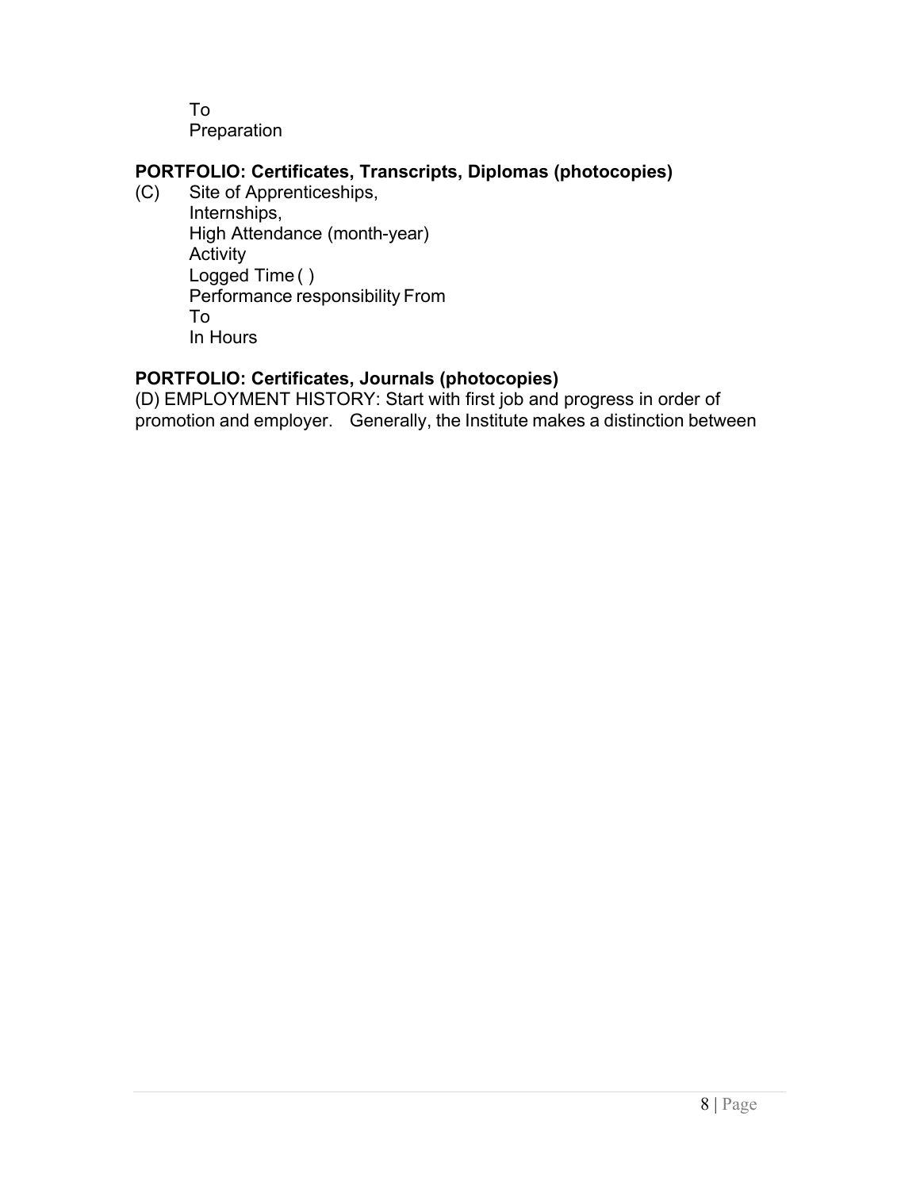To
Preparation

**PORTFOLIO: Certificates, Transcripts, Diplomas (photocopies)**

(C) Site of Apprenticeships,
Internships,
High Attendance (month-year)
Activity
Logged Time ( )
Performance responsibility From
To
In Hours

**PORTFOLIO: Certificates, Journals (photocopies)**

(D) EMPLOYMENT HISTORY: Start with first job and progress in order of promotion and employer. Generally, the Institute makes a distinction between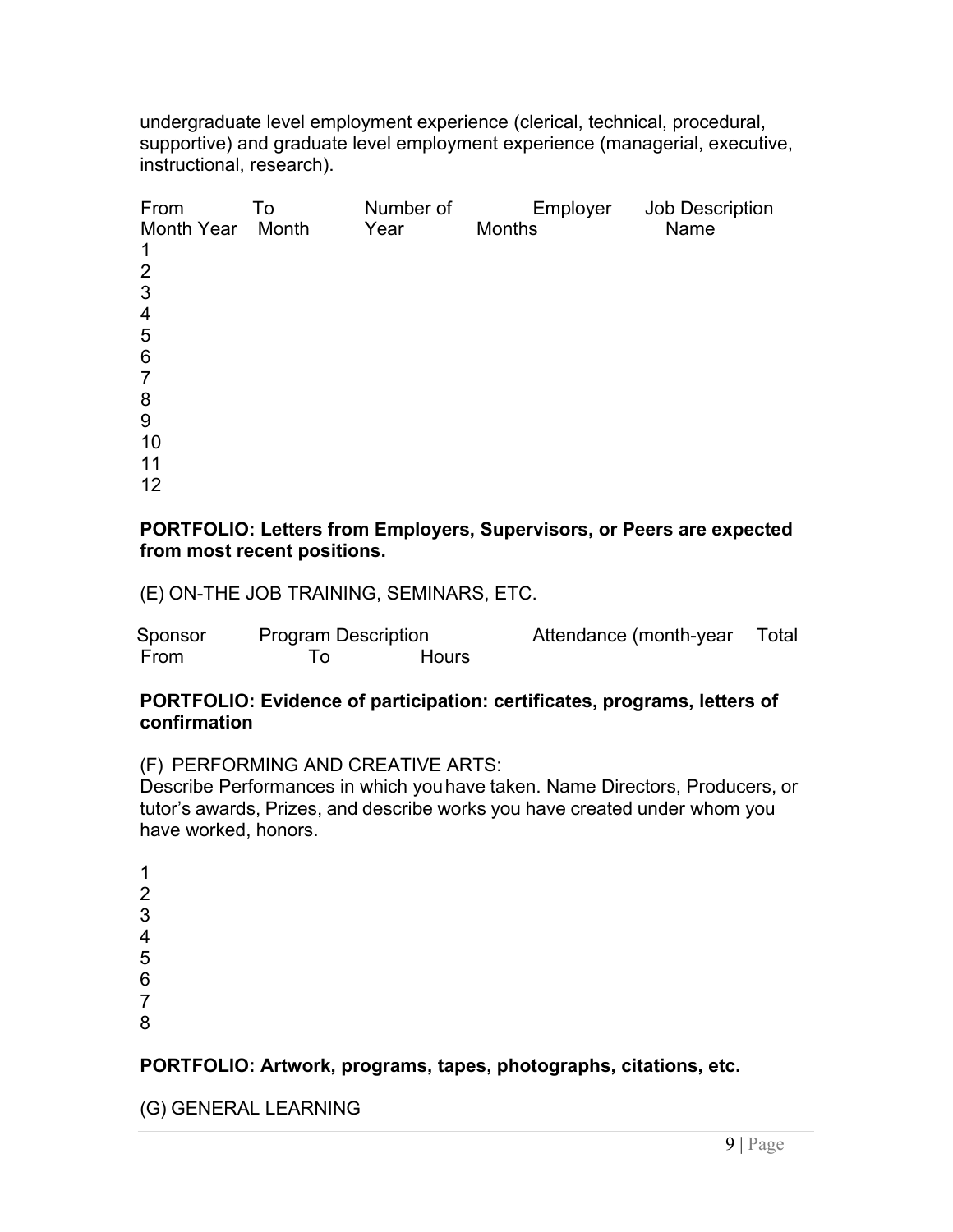undergraduate level employment experience (clerical, technical, procedural, supportive) and graduate level employment experience (managerial, executive, instructional, research).

| From Month Year | To Month | Number of Year | Months | Employer | Job Description Name |
| --- | --- | --- | --- | --- | --- |
| 1 | | | | | |
| 2 | | | | | |
| 3 | | | | | |
| 4 | | | | | |
| 5 | | | | | |
| 6 | | | | | |
| 7 | | | | | |
| 8 | | | | | |
| 9 | | | | | |
| 10 | | | | | |
| 11 | | | | | |
| 12 | | | | | |

**PORTFOLIO: Letters from Employers, Supervisors, or Peers are expected from most recent positions.**

(E) ON-THE JOB TRAINING, SEMINARS, ETC.

| Sponsor | Program Description | Attendance (month-year | Total |
| --- | --- | --- | --- |
| From | To | Hours | |

**PORTFOLIO: Evidence of participation: certificates, programs, letters of confirmation**

(F) PERFORMING AND CREATIVE ARTS:

Describe Performances in which you have taken. Name Directors, Producers, or tutor's awards, Prizes, and describe works you have created under whom you have worked, honors.

1
2
3
4
5
6
7
8

**PORTFOLIO: Artwork, programs, tapes, photographs, citations, etc.**

(G) GENERAL LEARNING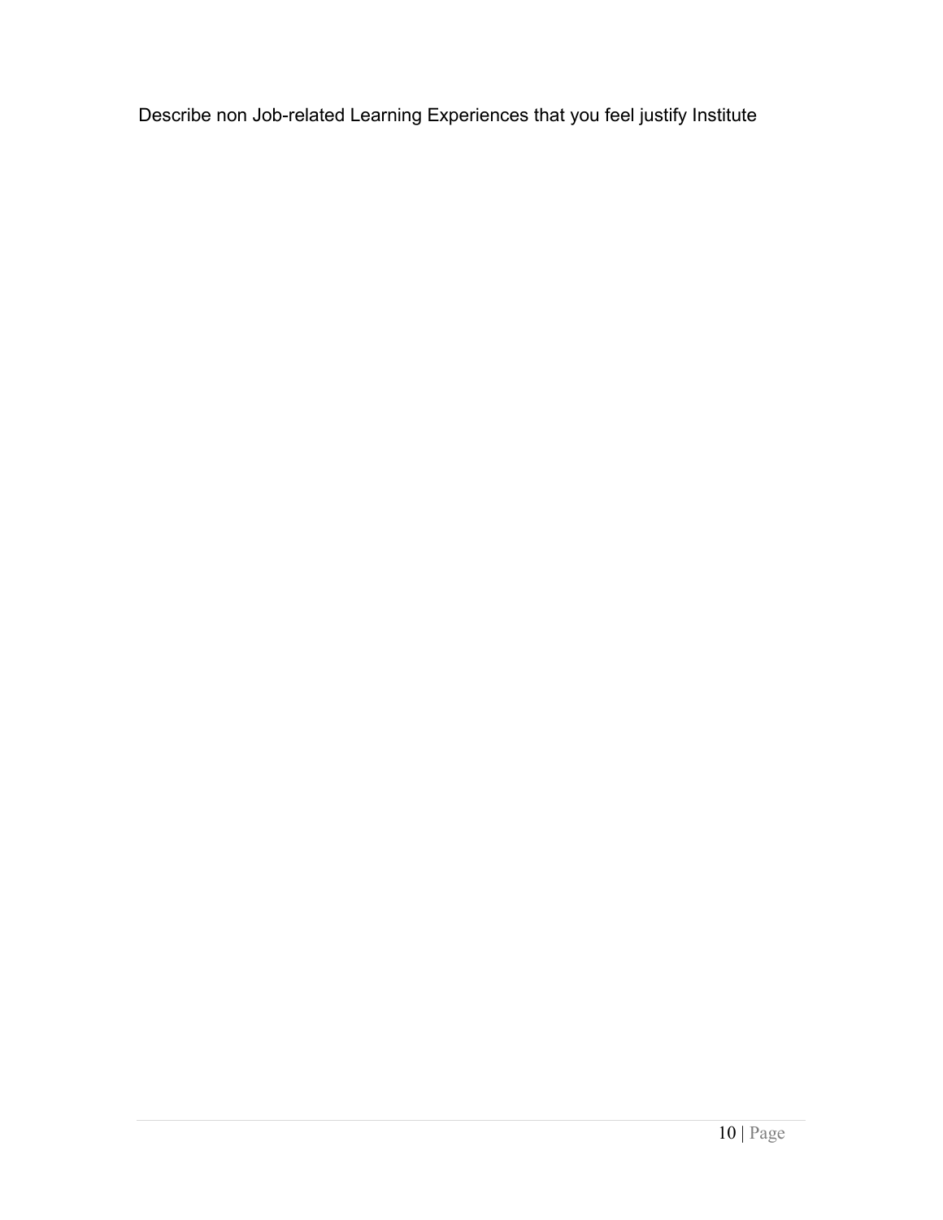Describe non Job-related Learning Experiences that you feel justify Institute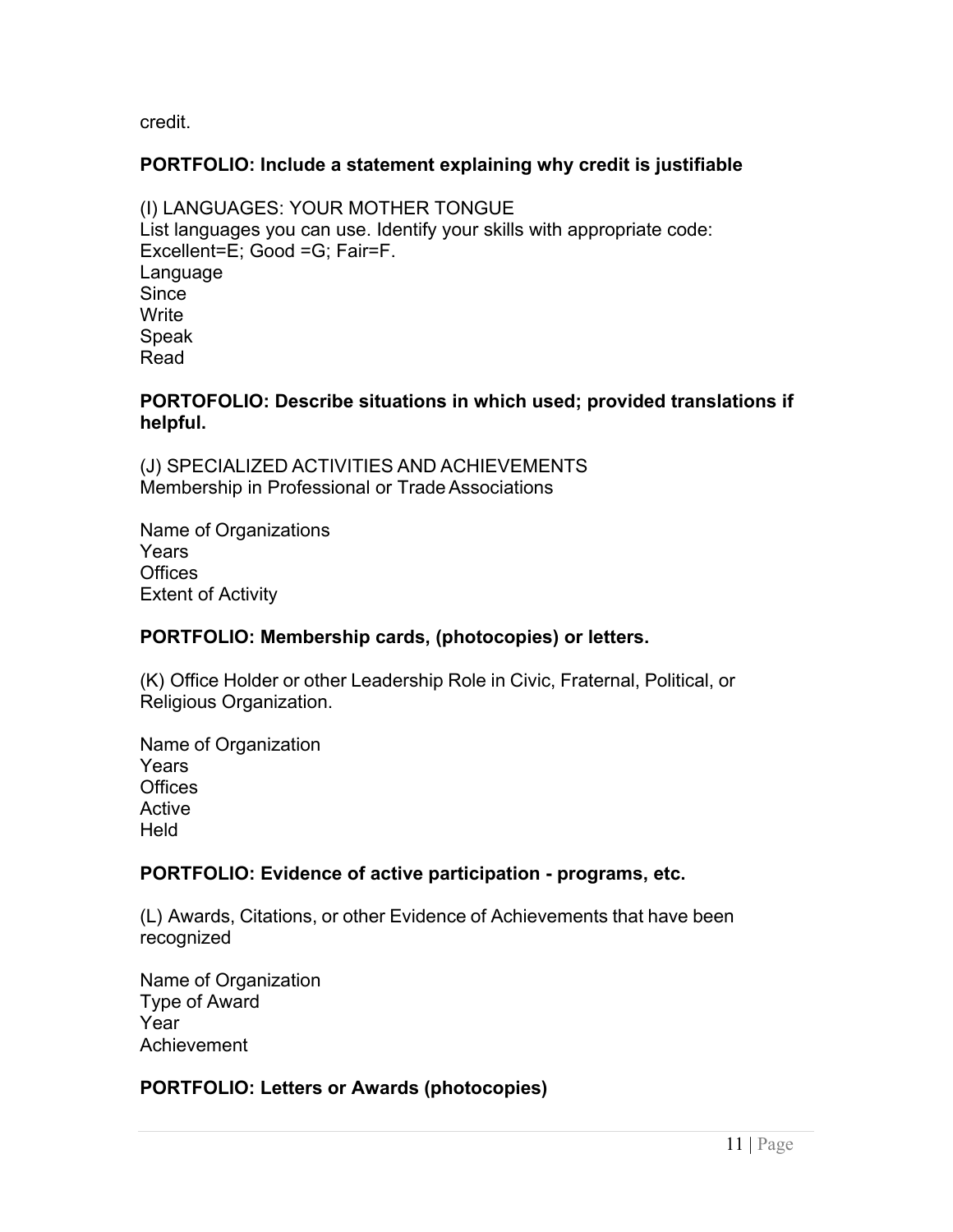credit.

**PORTFOLIO: Include a statement explaining why credit is justifiable**

(I) LANGUAGES: YOUR MOTHER TONGUE
List languages you can use. Identify your skills with appropriate code: Excellent=E; Good =G; Fair=F.
Language
Since
Write
Speak
Read

**PORTOFOLIO: Describe situations in which used; provided translations if helpful.**

(J) SPECIALIZED ACTIVITIES AND ACHIEVEMENTS
Membership in Professional or Trade Associations

Name of Organizations
Years
Offices
Extent of Activity

**PORTFOLIO: Membership cards, (photocopies) or letters.**

(K) Office Holder or other Leadership Role in Civic, Fraternal, Political, or Religious Organization.

Name of Organization
Years
Offices
Active
Held

**PORTFOLIO: Evidence of active participation - programs, etc.**

(L) Awards, Citations, or other Evidence of Achievements that have been recognized

Name of Organization
Type of Award
Year
Achievement

**PORTFOLIO: Letters or Awards (photocopies)**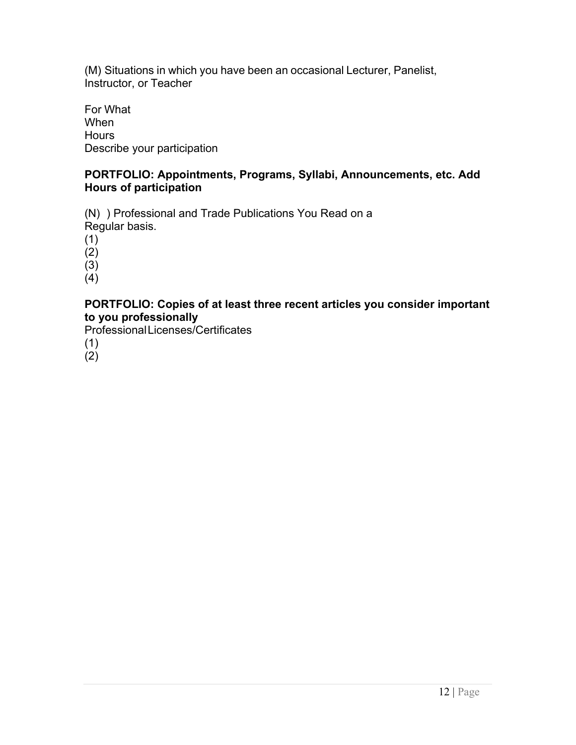(M) Situations in which you have been an occasional Lecturer, Panelist, Instructor, or Teacher

For What
When
Hours
Describe your participation

**PORTFOLIO: Appointments, Programs, Syllabi, Announcements, etc. Add Hours of participation**

(N) ) Professional and Trade Publications You Read on a Regular basis.
(1)
(2)
(3)
(4)

**PORTFOLIO: Copies of at least three recent articles you consider important to you professionally**
Professional Licenses/Certificates
(1)
(2)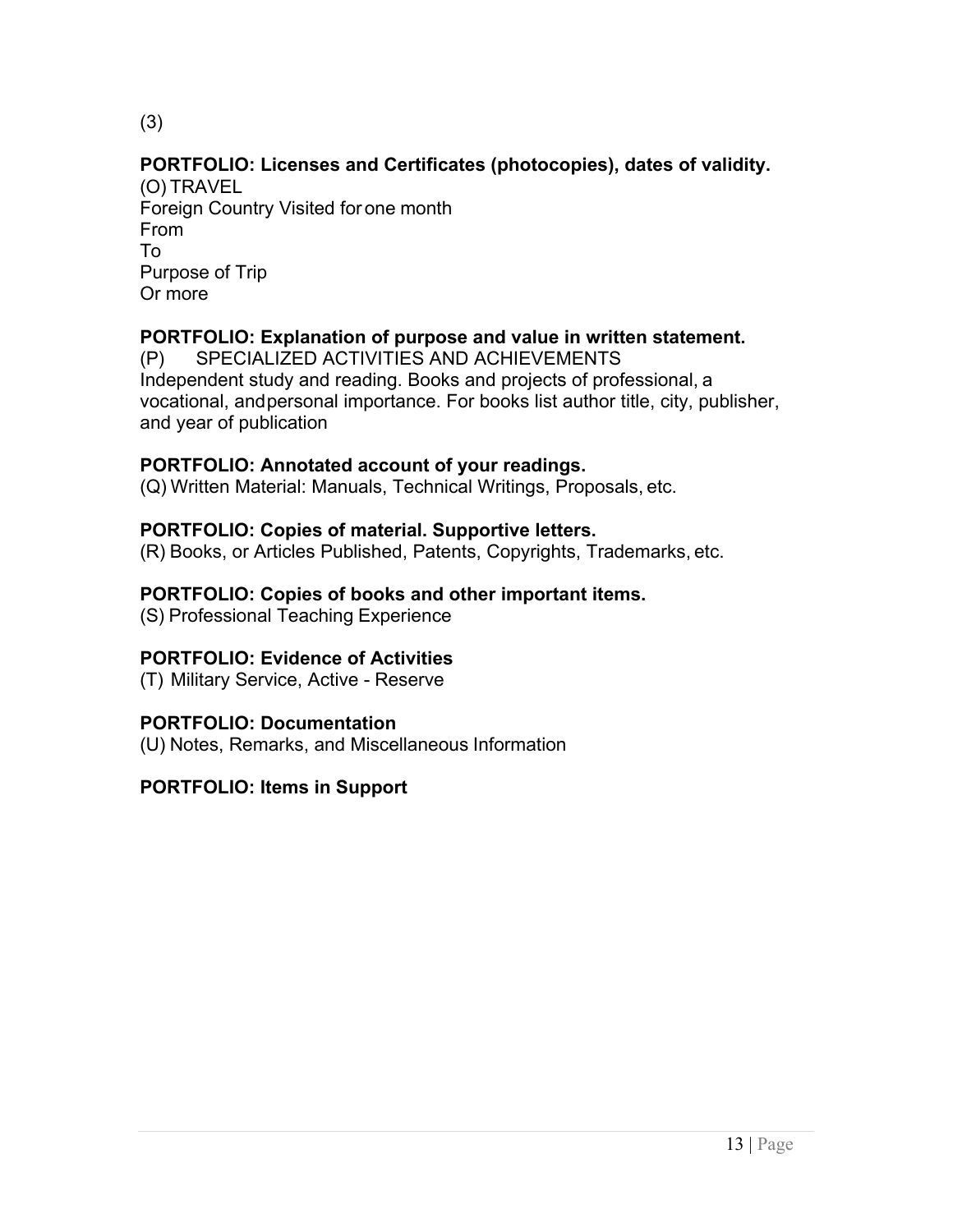(3)

**PORTFOLIO: Licenses and Certificates (photocopies), dates of validity.**

(O) TRAVEL
Foreign Country Visited for one month
From
To
Purpose of Trip
Or more

**PORTFOLIO: Explanation of purpose and value in written statement.**

(P) SPECIALIZED ACTIVITIES AND ACHIEVEMENTS
Independent study and reading. Books and projects of professional, a vocational, and personal importance. For books list author title, city, publisher, and year of publication

**PORTFOLIO: Annotated account of your readings.**

(Q) Written Material: Manuals, Technical Writings, Proposals, etc.

**PORTFOLIO: Copies of material. Supportive letters.**

(R) Books, or Articles Published, Patents, Copyrights, Trademarks, etc.

**PORTFOLIO: Copies of books and other important items.**

(S) Professional Teaching Experience

**PORTFOLIO: Evidence of Activities**

(T) Military Service, Active - Reserve

**PORTFOLIO: Documentation**

(U) Notes, Remarks, and Miscellaneous Information

**PORTFOLIO: Items in Support**